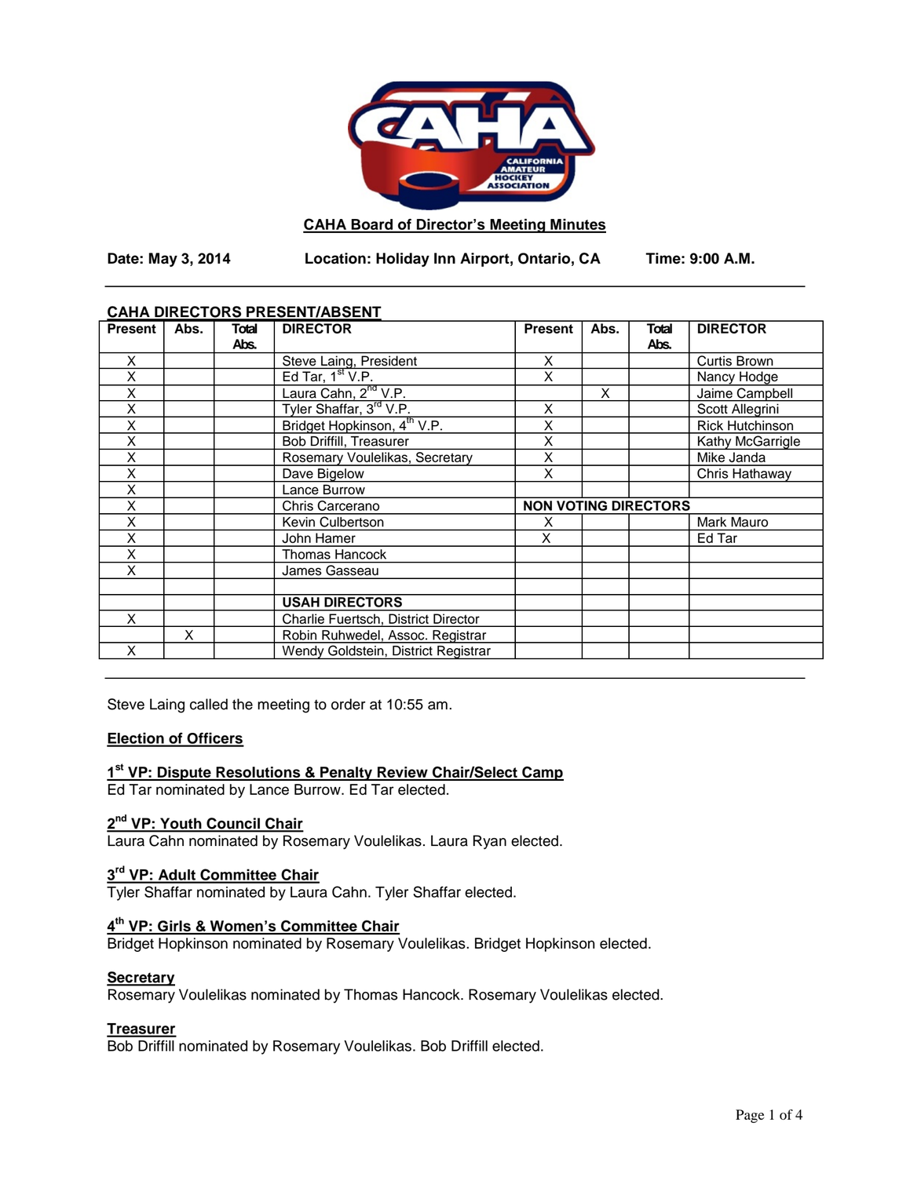## CAHA Board of Director's Meeting Minutes

**Date: May 3, 2014 Location: Holiday Inn Airport, Ontario, CA Time: 9:00 A.M.**

---

**CAHA DIRECTORS PRESENT/ABSENT**

| Present | Abs. | Total Abs. | DIRECTOR | Present | Abs. | Total Abs. | DIRECTOR |
|---|---|---|---|---|---|---|---|
| X | | | Steve Laing, President | X | | | Curtis Brown |
| X | | | Ed Tar, 1st V.P. | X | | | Nancy Hodge |
| X | | | Laura Cahn, 2nd V.P. | | X | | Jaime Campbell |
| X | | | Tyler Shaffar, 3rd V.P. | X | | | Scott Allegrini |
| X | | | Bridget Hopkinson, 4th V.P. | X | | | Rick Hutchinson |
| X | | | Bob Driffill, Treasurer | X | | | Kathy McGarrigle |
| X | | | Rosemary Voulelikas, Secretary | X | | | Mike Janda |
| X | | | Dave Bigelow | X | | | Chris Hathaway |
| X | | | Lance Burrow | | | | |
| X | | | Chris Carcerano | **NON VOTING DIRECTORS** | | | |
| X | | | Kevin Culbertson | X | | | Mark Mauro |
| X | | | John Hamer | X | | | Ed Tar |
| X | | | Thomas Hancock | | | | |
| X | | | James Gasseau | | | | |
| | | | | | | | |
| | | | **USAH DIRECTORS** | | | | |
| X | | | Charlie Fuertsch, District Director | | | | |
| | X | | Robin Ruhwedel, Assoc. Registrar | | | | |
| X | | | Wendy Goldstein, District Registrar | | | | |

---

Steve Laing called the meeting to order at 10:55 am.

### Election of Officers

**1st VP: Dispute Resolutions & Penalty Review Chair/Select Camp**
Ed Tar nominated by Lance Burrow. Ed Tar elected.

**2nd VP: Youth Council Chair**
Laura Cahn nominated by Rosemary Voulelikas. Laura Ryan elected.

**3rd VP: Adult Committee Chair**
Tyler Shaffar nominated by Laura Cahn. Tyler Shaffar elected.

**4th VP: Girls & Women's Committee Chair**
Bridget Hopkinson nominated by Rosemary Voulelikas. Bridget Hopkinson elected.

**Secretary**
Rosemary Voulelikas nominated by Thomas Hancock. Rosemary Voulelikas elected.

**Treasurer**
Bob Driffill nominated by Rosemary Voulelikas. Bob Driffill elected.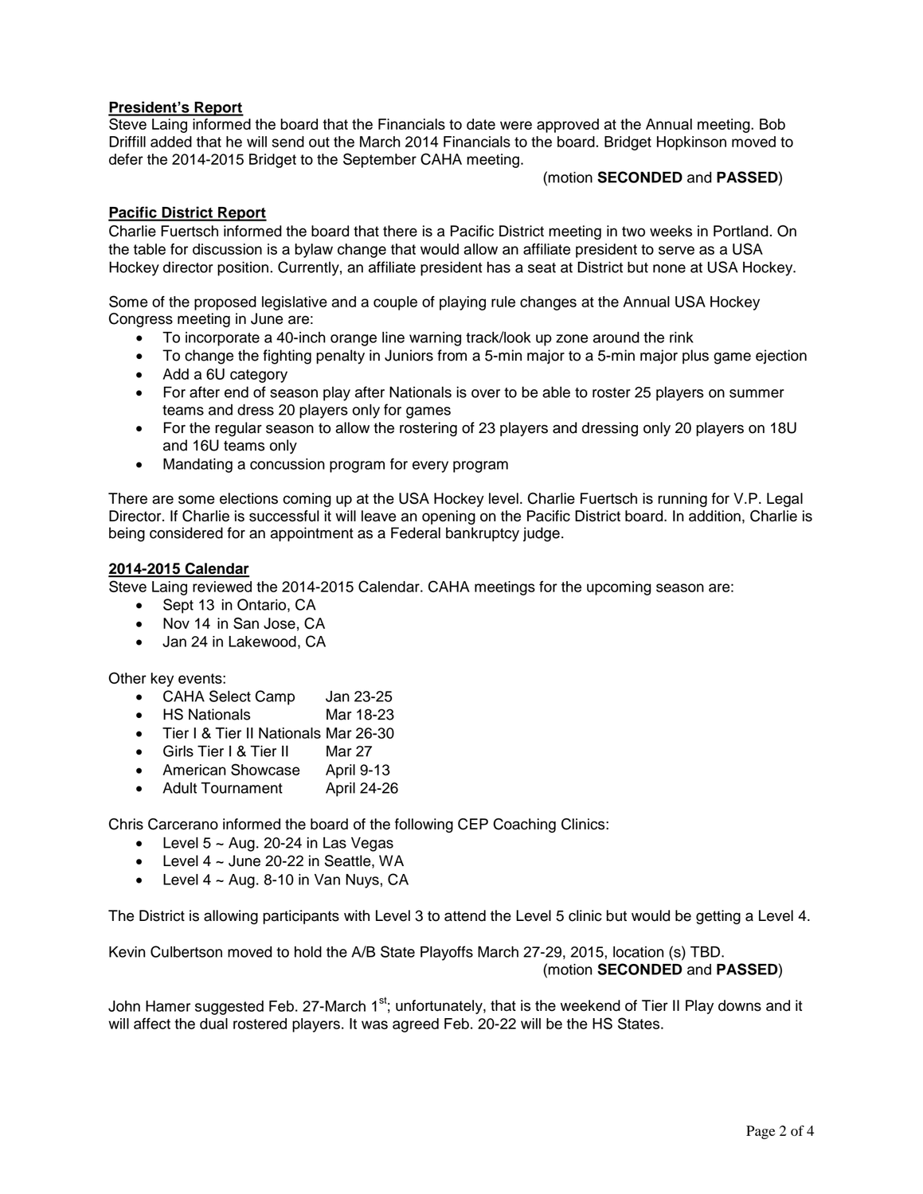**President's Report**

Steve Laing informed the board that the Financials to date were approved at the Annual meeting. Bob Driffill added that he will send out the March 2014 Financials to the board. Bridget Hopkinson moved to defer the 2014-2015 Bridget to the September CAHA meeting.

(motion **SECONDED** and **PASSED**)

**Pacific District Report**

Charlie Fuertsch informed the board that there is a Pacific District meeting in two weeks in Portland. On the table for discussion is a bylaw change that would allow an affiliate president to serve as a USA Hockey director position. Currently, an affiliate president has a seat at District but none at USA Hockey.

Some of the proposed legislative and a couple of playing rule changes at the Annual USA Hockey Congress meeting in June are:

- To incorporate a 40-inch orange line warning track/look up zone around the rink
- To change the fighting penalty in Juniors from a 5-min major to a 5-min major plus game ejection
- Add a 6U category
- For after end of season play after Nationals is over to be able to roster 25 players on summer teams and dress 20 players only for games
- For the regular season to allow the rostering of 23 players and dressing only 20 players on 18U and 16U teams only
- Mandating a concussion program for every program

There are some elections coming up at the USA Hockey level. Charlie Fuertsch is running for V.P. Legal Director. If Charlie is successful it will leave an opening on the Pacific District board. In addition, Charlie is being considered for an appointment as a Federal bankruptcy judge.

**2014-2015 Calendar**

Steve Laing reviewed the 2014-2015 Calendar. CAHA meetings for the upcoming season are:

- Sept 13 in Ontario, CA
- Nov 14 in San Jose, CA
- Jan 24 in Lakewood, CA

Other key events:

- CAHA Select Camp Jan 23-25
- HS Nationals Mar 18-23
- Tier I & Tier II Nationals Mar 26-30
- Girls Tier I & Tier II Mar 27
- American Showcase April 9-13
- Adult Tournament April 24-26

Chris Carcerano informed the board of the following CEP Coaching Clinics:

- Level 5 ~ Aug. 20-24 in Las Vegas
- Level 4 ~ June 20-22 in Seattle, WA
- Level 4 ~ Aug. 8-10 in Van Nuys, CA

The District is allowing participants with Level 3 to attend the Level 5 clinic but would be getting a Level 4.

Kevin Culbertson moved to hold the A/B State Playoffs March 27-29, 2015, location (s) TBD.

(motion **SECONDED** and **PASSED**)

John Hamer suggested Feb. 27-March 1st; unfortunately, that is the weekend of Tier II Play downs and it will affect the dual rostered players. It was agreed Feb. 20-22 will be the HS States.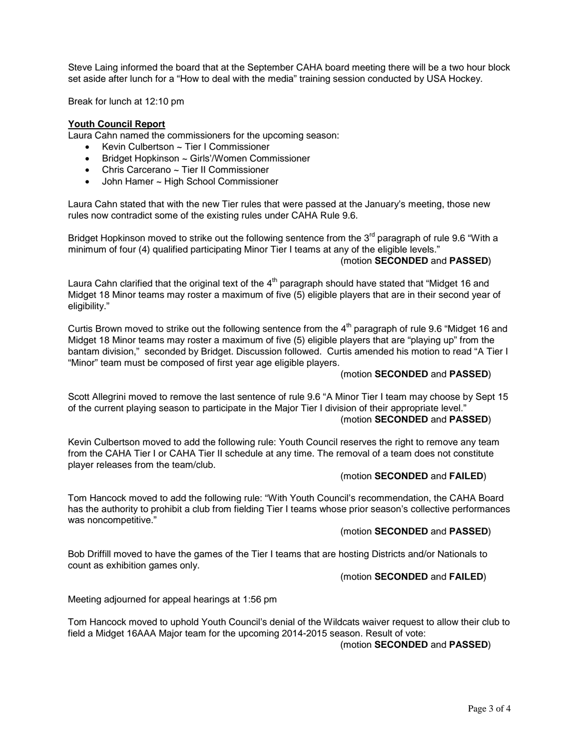Steve Laing informed the board that at the September CAHA board meeting there will be a two hour block set aside after lunch for a "How to deal with the media" training session conducted by USA Hockey.

Break for lunch at 12:10 pm

**Youth Council Report**

Laura Cahn named the commissioners for the upcoming season:

- Kevin Culbertson ~ Tier I Commissioner
- Bridget Hopkinson ~ Girls'/Women Commissioner
- Chris Carcerano ~ Tier II Commissioner
- John Hamer ~ High School Commissioner

Laura Cahn stated that with the new Tier rules that were passed at the January's meeting, those new rules now contradict some of the existing rules under CAHA Rule 9.6.

Bridget Hopkinson moved to strike out the following sentence from the 3rd paragraph of rule 9.6 "With a minimum of four (4) qualified participating Minor Tier I teams at any of the eligible levels."
(motion **SECONDED** and **PASSED**)

Laura Cahn clarified that the original text of the 4th paragraph should have stated that "Midget 16 and Midget 18 Minor teams may roster a maximum of five (5) eligible players that are in their second year of eligibility."

Curtis Brown moved to strike out the following sentence from the 4th paragraph of rule 9.6 "Midget 16 and Midget 18 Minor teams may roster a maximum of five (5) eligible players that are "playing up" from the bantam division," seconded by Bridget. Discussion followed. Curtis amended his motion to read "A Tier I "Minor" team must be composed of first year age eligible players.
(motion **SECONDED** and **PASSED**)

Scott Allegrini moved to remove the last sentence of rule 9.6 "A Minor Tier I team may choose by Sept 15 of the current playing season to participate in the Major Tier I division of their appropriate level."
(motion **SECONDED** and **PASSED**)

Kevin Culbertson moved to add the following rule: Youth Council reserves the right to remove any team from the CAHA Tier I or CAHA Tier II schedule at any time. The removal of a team does not constitute player releases from the team/club.
(motion **SECONDED** and **FAILED**)

Tom Hancock moved to add the following rule: "With Youth Council's recommendation, the CAHA Board has the authority to prohibit a club from fielding Tier I teams whose prior season's collective performances was noncompetitive."
(motion **SECONDED** and **PASSED**)

Bob Driffill moved to have the games of the Tier I teams that are hosting Districts and/or Nationals to count as exhibition games only.
(motion **SECONDED** and **FAILED**)

Meeting adjourned for appeal hearings at 1:56 pm

Tom Hancock moved to uphold Youth Council's denial of the Wildcats waiver request to allow their club to field a Midget 16AAA Major team for the upcoming 2014-2015 season. Result of vote:
(motion **SECONDED** and **PASSED**)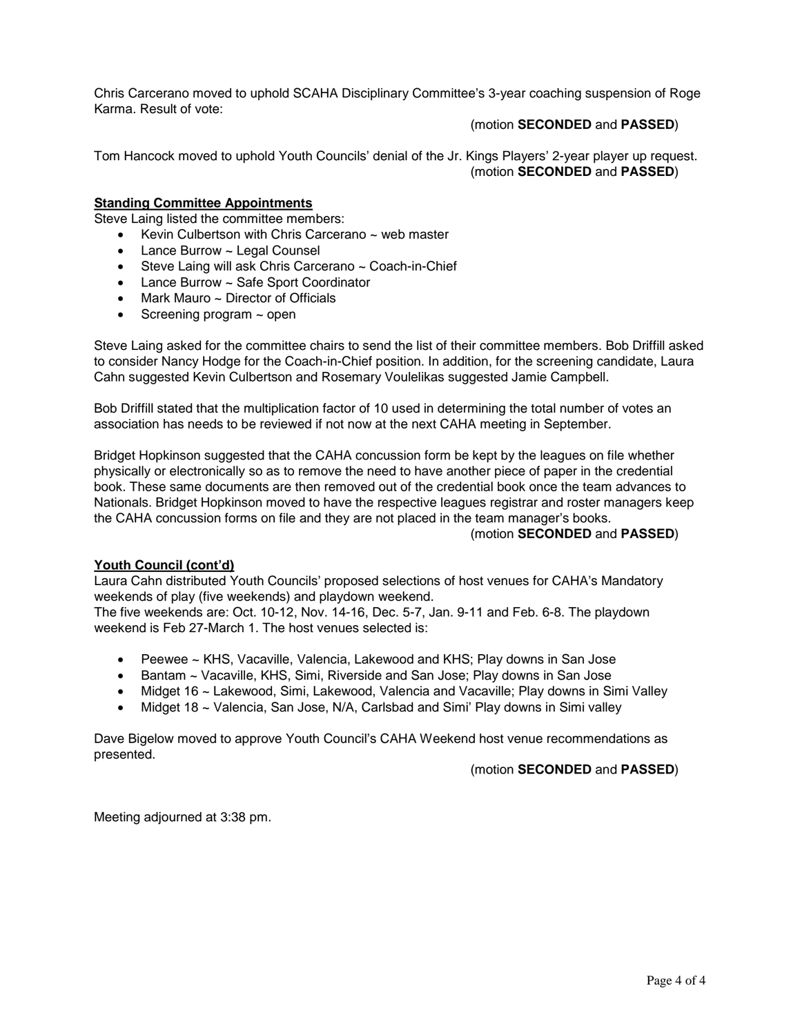Chris Carcerano moved to uphold SCAHA Disciplinary Committee's 3-year coaching suspension of Roge Karma. Result of vote:

(motion **SECONDED** and **PASSED**)

Tom Hancock moved to uphold Youth Councils' denial of the Jr. Kings Players' 2-year player up request.
(motion **SECONDED** and **PASSED**)

**Standing Committee Appointments**

Steve Laing listed the committee members:

- Kevin Culbertson with Chris Carcerano ~ web master
- Lance Burrow ~ Legal Counsel
- Steve Laing will ask Chris Carcerano ~ Coach-in-Chief
- Lance Burrow ~ Safe Sport Coordinator
- Mark Mauro ~ Director of Officials
- Screening program ~ open

Steve Laing asked for the committee chairs to send the list of their committee members. Bob Driffill asked to consider Nancy Hodge for the Coach-in-Chief position. In addition, for the screening candidate, Laura Cahn suggested Kevin Culbertson and Rosemary Voulelikas suggested Jamie Campbell.

Bob Driffill stated that the multiplication factor of 10 used in determining the total number of votes an association has needs to be reviewed if not now at the next CAHA meeting in September.

Bridget Hopkinson suggested that the CAHA concussion form be kept by the leagues on file whether physically or electronically so as to remove the need to have another piece of paper in the credential book. These same documents are then removed out of the credential book once the team advances to Nationals. Bridget Hopkinson moved to have the respective leagues registrar and roster managers keep the CAHA concussion forms on file and they are not placed in the team manager's books.

(motion **SECONDED** and **PASSED**)

**Youth Council (cont'd)**

Laura Cahn distributed Youth Councils' proposed selections of host venues for CAHA's Mandatory weekends of play (five weekends) and playdown weekend.
The five weekends are: Oct. 10-12, Nov. 14-16, Dec. 5-7, Jan. 9-11 and Feb. 6-8. The playdown weekend is Feb 27-March 1. The host venues selected is:

- Peewee ~ KHS, Vacaville, Valencia, Lakewood and KHS; Play downs in San Jose
- Bantam ~ Vacaville, KHS, Simi, Riverside and San Jose; Play downs in San Jose
- Midget 16 ~ Lakewood, Simi, Lakewood, Valencia and Vacaville; Play downs in Simi Valley
- Midget 18 ~ Valencia, San Jose, N/A, Carlsbad and Simi' Play downs in Simi valley

Dave Bigelow moved to approve Youth Council's CAHA Weekend host venue recommendations as presented.

(motion **SECONDED** and **PASSED**)

Meeting adjourned at 3:38 pm.